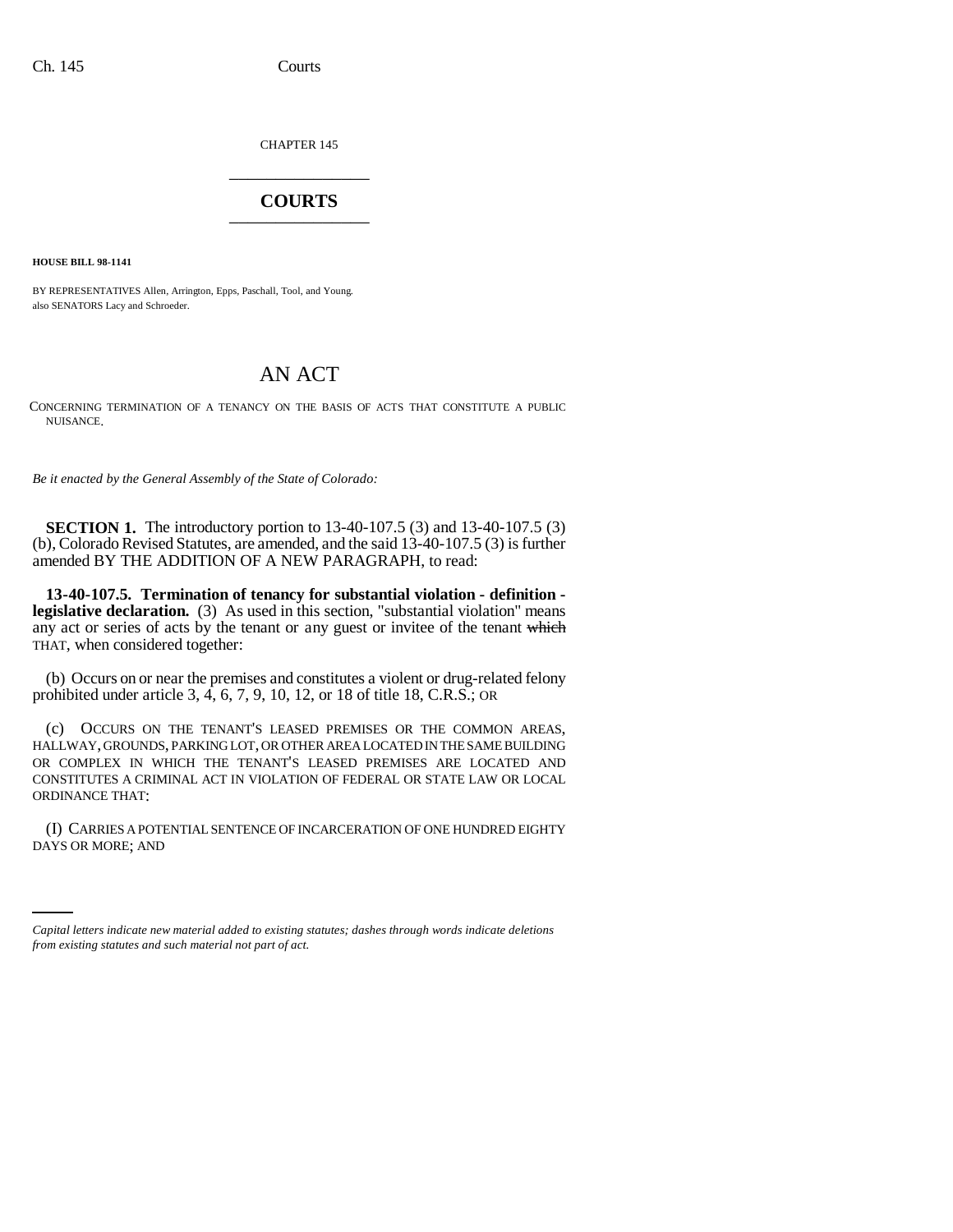CHAPTER 145

# COURTS

**HOUSE BILL 98-1141**

BY REPRESENTATIVES Allen, Arrington, Epps, Paschall, Tool, and Young.
also SENATORS Lacy and Schroeder.

# AN ACT

CONCERNING TERMINATION OF A TENANCY ON THE BASIS OF ACTS THAT CONSTITUTE A PUBLIC NUISANCE.

*Be it enacted by the General Assembly of the State of Colorado:*

**SECTION 1.** The introductory portion to 13-40-107.5 (3) and 13-40-107.5 (3) (b), Colorado Revised Statutes, are amended, and the said 13-40-107.5 (3) is further amended BY THE ADDITION OF A NEW PARAGRAPH, to read:

**13-40-107.5. Termination of tenancy for substantial violation - definition - legislative declaration.** (3) As used in this section, "substantial violation" means any act or series of acts by the tenant or any guest or invitee of the tenant ~~which~~ THAT, when considered together:

(b) Occurs on or near the premises and constitutes a violent or drug-related felony prohibited under article 3, 4, 6, 7, 9, 10, 12, or 18 of title 18, C.R.S.; OR

(c) OCCURS ON THE TENANT'S LEASED PREMISES OR THE COMMON AREAS, HALLWAY, GROUNDS, PARKING LOT, OR OTHER AREA LOCATED IN THE SAME BUILDING OR COMPLEX IN WHICH THE TENANT'S LEASED PREMISES ARE LOCATED AND CONSTITUTES A CRIMINAL ACT IN VIOLATION OF FEDERAL OR STATE LAW OR LOCAL ORDINANCE THAT:

(I) CARRIES A POTENTIAL SENTENCE OF INCARCERATION OF ONE HUNDRED EIGHTY DAYS OR MORE; AND

*Capital letters indicate new material added to existing statutes; dashes through words indicate deletions from existing statutes and such material not part of act.*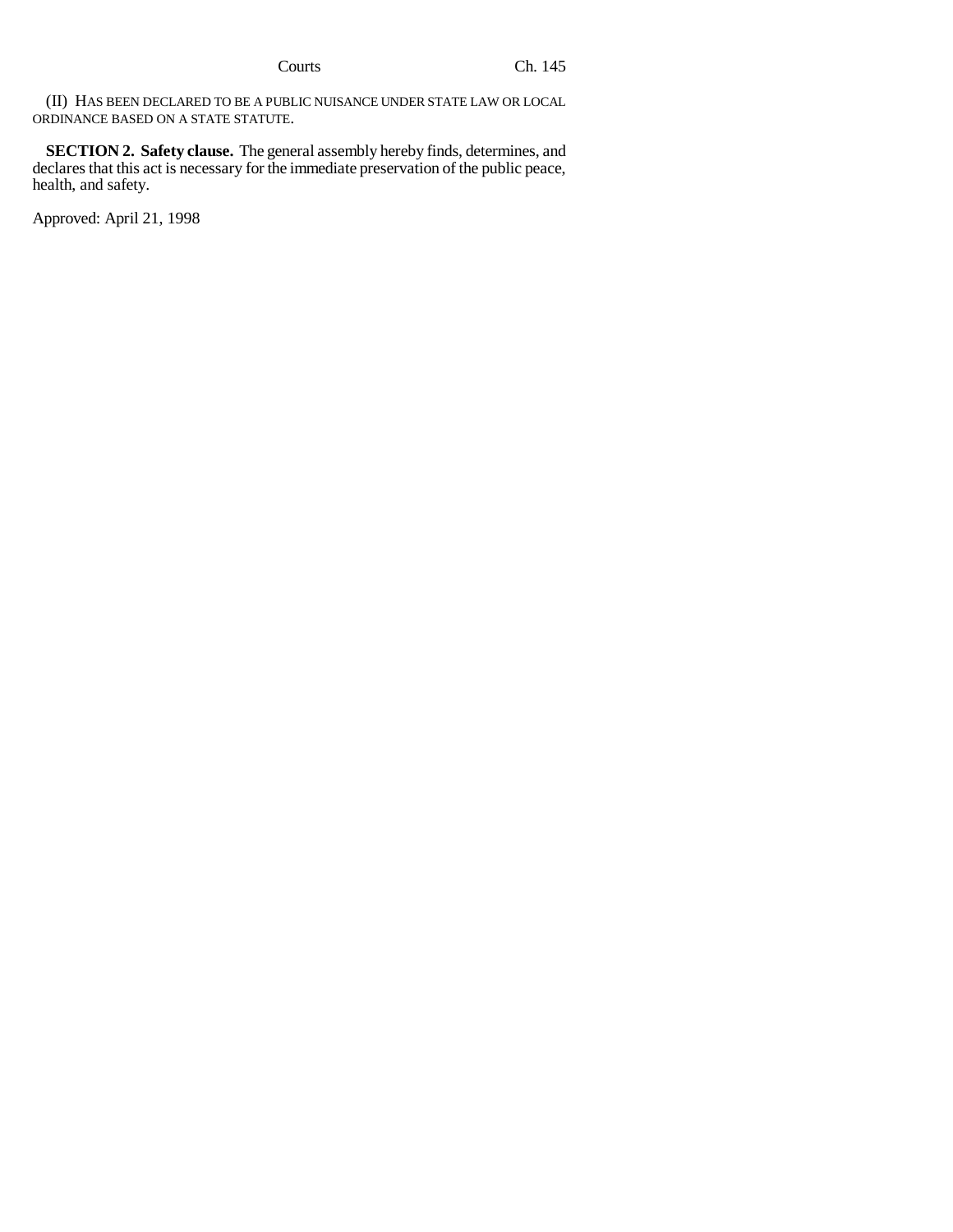(II) HAS BEEN DECLARED TO BE A PUBLIC NUISANCE UNDER STATE LAW OR LOCAL ORDINANCE BASED ON A STATE STATUTE.

**SECTION 2. Safety clause.** The general assembly hereby finds, determines, and declares that this act is necessary for the immediate preservation of the public peace, health, and safety.

Approved: April 21, 1998